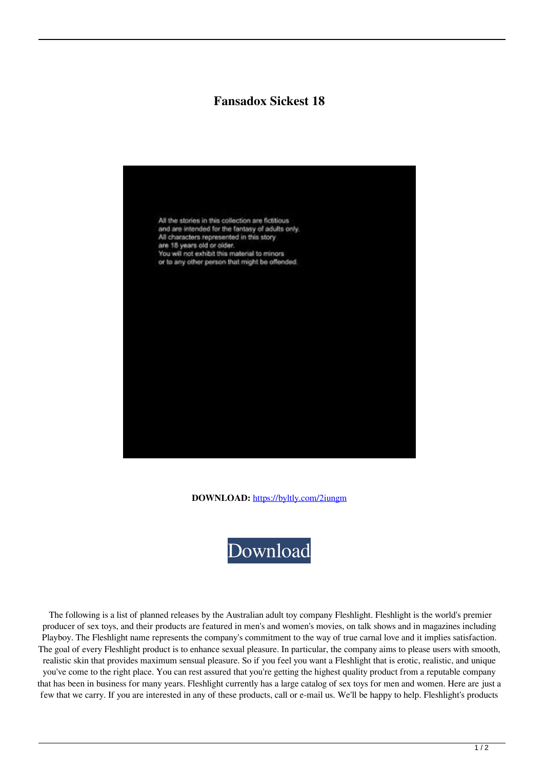# Fansadox Sickest 18

All the stories in this collection are fictitious and are intended for the fantasy of adults only. All characters represented in this story are 18 years old or older. You will not exhibit this material to minors or to any other person that might be offended.

**DOWNLOAD:** https://byltly.com/2iungm

Download

The following is a list of planned releases by the Australian adult toy company Fleshlight. Fleshlight is the world's premier producer of sex toys, and their products are featured in men's and women's movies, on talk shows and in magazines including Playboy. The Fleshlight name represents the company's commitment to the way of true carnal love and it implies satisfaction. The goal of every Fleshlight product is to enhance sexual pleasure. In particular, the company aims to please users with smooth, realistic skin that provides maximum sensual pleasure. So if you feel you want a Fleshlight that is erotic, realistic, and unique you've come to the right place. You can rest assured that you're getting the highest quality product from a reputable company that has been in business for many years. Fleshlight currently has a large catalog of sex toys for men and women. Here are just a few that we carry. If you are interested in any of these products, call or e-mail us. We'll be happy to help. Fleshlight's products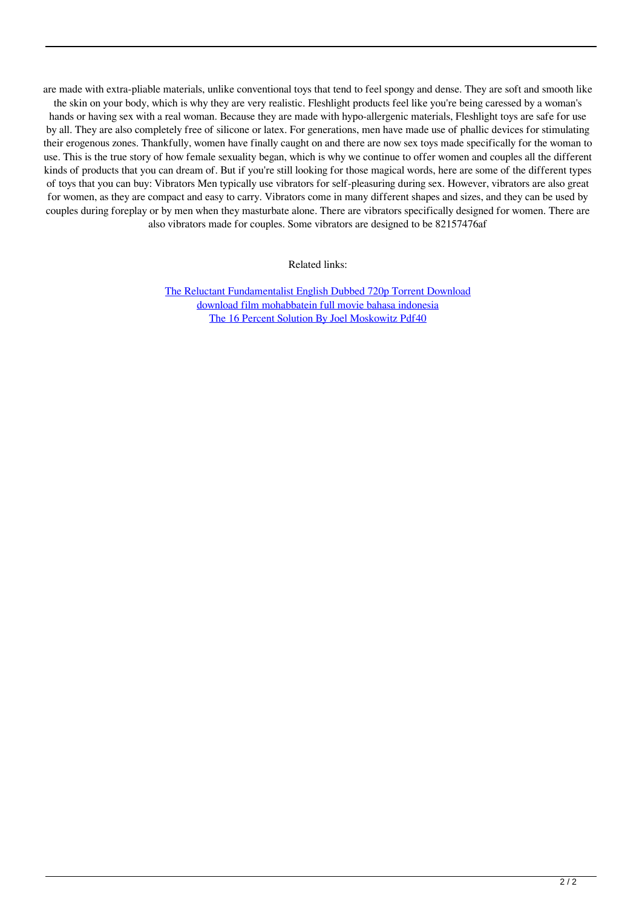are made with extra-pliable materials, unlike conventional toys that tend to feel spongy and dense. They are soft and smooth like the skin on your body, which is why they are very realistic. Fleshlight products feel like you're being caressed by a woman's hands or having sex with a real woman. Because they are made with hypo-allergenic materials, Fleshlight toys are safe for use by all. They are also completely free of silicone or latex. For generations, men have made use of phallic devices for stimulating their erogenous zones. Thankfully, women have finally caught on and there are now sex toys made specifically for the woman to use. This is the true story of how female sexuality began, which is why we continue to offer women and couples all the different kinds of products that you can dream of. But if you're still looking for those magical words, here are some of the different types of toys that you can buy: Vibrators Men typically use vibrators for self-pleasuring during sex. However, vibrators are also great for women, as they are compact and easy to carry. Vibrators come in many different shapes and sizes, and they can be used by couples during foreplay or by men when they masturbate alone. There are vibrators specifically designed for women. There are also vibrators made for couples. Some vibrators are designed to be 82157476af

Related links:

The Reluctant Fundamentalist English Dubbed 720p Torrent Download
download film mohabbatein full movie bahasa indonesia
The 16 Percent Solution By Joel Moskowitz Pdf40